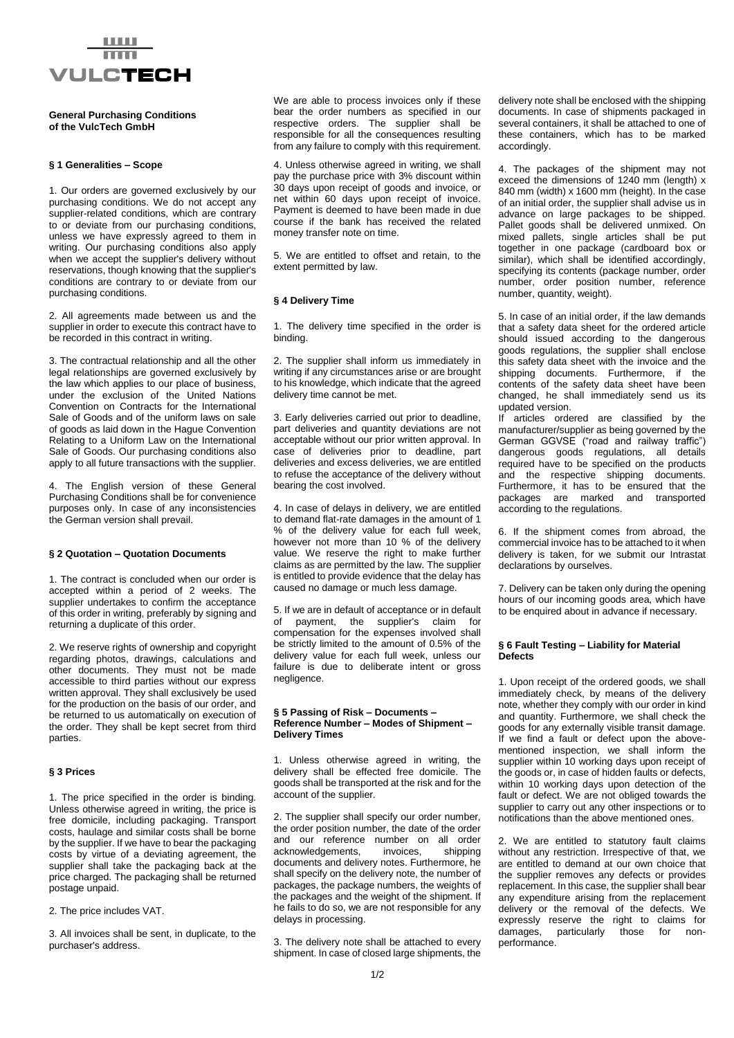**General Purchasing Conditions of the VulcTech GmbH**

### § 1 Generalities – Scope

1. Our orders are governed exclusively by our purchasing conditions. We do not accept any supplier-related conditions, which are contrary to or deviate from our purchasing conditions, unless we have expressly agreed to them in writing. Our purchasing conditions also apply when we accept the supplier's delivery without reservations, though knowing that the supplier's conditions are contrary to or deviate from our purchasing conditions.

2. All agreements made between us and the supplier in order to execute this contract have to be recorded in this contract in writing.

3. The contractual relationship and all the other legal relationships are governed exclusively by the law which applies to our place of business, under the exclusion of the United Nations Convention on Contracts for the International Sale of Goods and of the uniform laws on sale of goods as laid down in the Hague Convention Relating to a Uniform Law on the International Sale of Goods. Our purchasing conditions also apply to all future transactions with the supplier.

4. The English version of these General Purchasing Conditions shall be for convenience purposes only. In case of any inconsistencies the German version shall prevail.

### § 2 Quotation – Quotation Documents

1. The contract is concluded when our order is accepted within a period of 2 weeks. The supplier undertakes to confirm the acceptance of this order in writing, preferably by signing and returning a duplicate of this order.

2. We reserve rights of ownership and copyright regarding photos, drawings, calculations and other documents. They must not be made accessible to third parties without our express written approval. They shall exclusively be used for the production on the basis of our order, and be returned to us automatically on execution of the order. They shall be kept secret from third parties.

### § 3 Prices

1. The price specified in the order is binding. Unless otherwise agreed in writing, the price is free domicile, including packaging. Transport costs, haulage and similar costs shall be borne by the supplier. If we have to bear the packaging costs by virtue of a deviating agreement, the supplier shall take the packaging back at the price charged. The packaging shall be returned postage unpaid.

2. The price includes VAT.

3. All invoices shall be sent, in duplicate, to the purchaser's address.

We are able to process invoices only if these bear the order numbers as specified in our respective orders. The supplier shall be responsible for all the consequences resulting from any failure to comply with this requirement.

4. Unless otherwise agreed in writing, we shall pay the purchase price with 3% discount within 30 days upon receipt of goods and invoice, or net within 60 days upon receipt of invoice. Payment is deemed to have been made in due course if the bank has received the related money transfer note on time.

5. We are entitled to offset and retain, to the extent permitted by law.

### § 4 Delivery Time

1. The delivery time specified in the order is binding.

2. The supplier shall inform us immediately in writing if any circumstances arise or are brought to his knowledge, which indicate that the agreed delivery time cannot be met.

3. Early deliveries carried out prior to deadline, part deliveries and quantity deviations are not acceptable without our prior written approval. In case of deliveries prior to deadline, part deliveries and excess deliveries, we are entitled to refuse the acceptance of the delivery without bearing the cost involved.

4. In case of delays in delivery, we are entitled to demand flat-rate damages in the amount of 1 % of the delivery value for each full week, however not more than 10 % of the delivery value. We reserve the right to make further claims as are permitted by the law. The supplier is entitled to provide evidence that the delay has caused no damage or much less damage.

5. If we are in default of acceptance or in default of payment, the supplier's claim for compensation for the expenses involved shall be strictly limited to the amount of 0.5% of the delivery value for each full week, unless our failure is due to deliberate intent or gross negligence.

### § 5 Passing of Risk – Documents – Reference Number – Modes of Shipment – Delivery Times

1. Unless otherwise agreed in writing, the delivery shall be effected free domicile. The goods shall be transported at the risk and for the account of the supplier.

2. The supplier shall specify our order number, the order position number, the date of the order and our reference number on all order acknowledgements, invoices, shipping documents and delivery notes. Furthermore, he shall specify on the delivery note, the number of packages, the package numbers, the weights of the packages and the weight of the shipment. If he fails to do so, we are not responsible for any delays in processing.

3. The delivery note shall be attached to every shipment. In case of closed large shipments, the delivery note shall be enclosed with the shipping documents. In case of shipments packaged in several containers, it shall be attached to one of these containers, which has to be marked accordingly.

4. The packages of the shipment may not exceed the dimensions of 1240 mm (length) x 840 mm (width) x 1600 mm (height). In the case of an initial order, the supplier shall advise us in advance on large packages to be shipped. Pallet goods shall be delivered unmixed. On mixed pallets, single articles shall be put together in one package (cardboard box or similar), which shall be identified accordingly, specifying its contents (package number, order number, order position number, reference number, quantity, weight).

5. In case of an initial order, if the law demands that a safety data sheet for the ordered article should issued according to the dangerous goods regulations, the supplier shall enclose this safety data sheet with the invoice and the shipping documents. Furthermore, if the contents of the safety data sheet have been changed, he shall immediately send us its updated version.
If articles ordered are classified by the manufacturer/supplier as being governed by the German GGVSE ("road and railway traffic") dangerous goods regulations, all details required have to be specified on the products and the respective shipping documents. Furthermore, it has to be ensured that the packages are marked and transported according to the regulations.

6. If the shipment comes from abroad, the commercial invoice has to be attached to it when delivery is taken, for we submit our Intrastat declarations by ourselves.

7. Delivery can be taken only during the opening hours of our incoming goods area, which have to be enquired about in advance if necessary.

### § 6 Fault Testing – Liability for Material Defects

1. Upon receipt of the ordered goods, we shall immediately check, by means of the delivery note, whether they comply with our order in kind and quantity. Furthermore, we shall check the goods for any externally visible transit damage. If we find a fault or defect upon the above-mentioned inspection, we shall inform the supplier within 10 working days upon receipt of the goods or, in case of hidden faults or defects, within 10 working days upon detection of the fault or defect. We are not obliged towards the supplier to carry out any other inspections or to notifications than the above mentioned ones.

2. We are entitled to statutory fault claims without any restriction. Irrespective of that, we are entitled to demand at our own choice that the supplier removes any defects or provides replacement. In this case, the supplier shall bear any expenditure arising from the replacement delivery or the removal of the defects. We expressly reserve the right to claims for damages, particularly those for non-performance.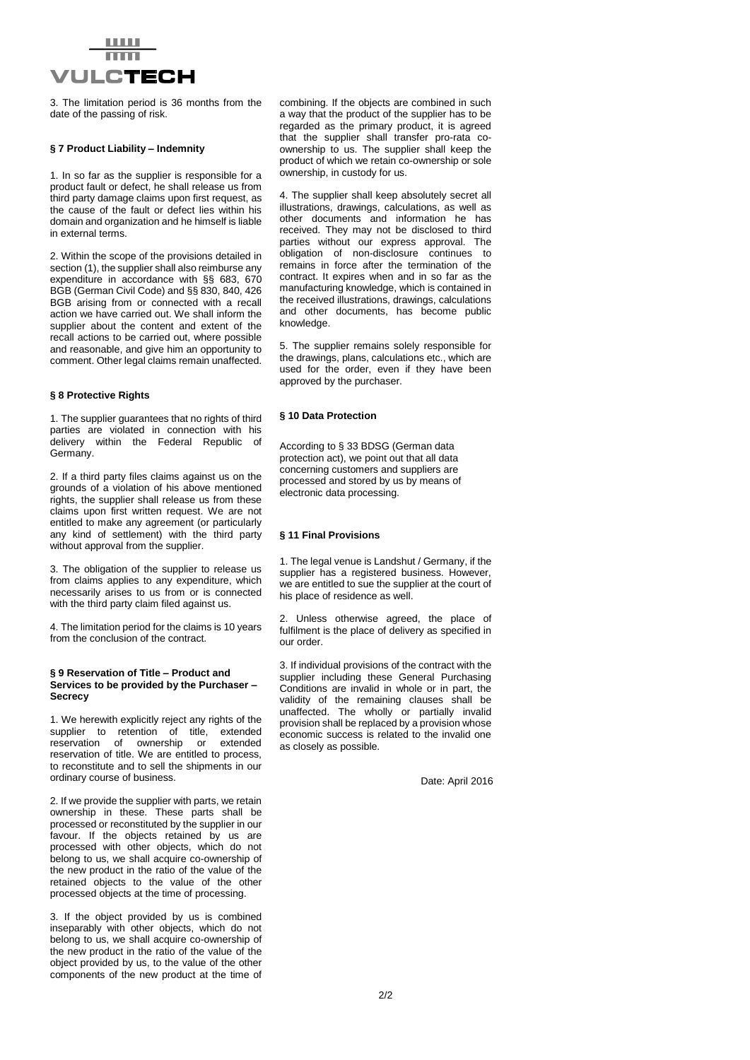3. The limitation period is 36 months from the date of the passing of risk.

### § 7 Product Liability – Indemnity

1. In so far as the supplier is responsible for a product fault or defect, he shall release us from third party damage claims upon first request, as the cause of the fault or defect lies within his domain and organization and he himself is liable in external terms.

2. Within the scope of the provisions detailed in section (1), the supplier shall also reimburse any expenditure in accordance with §§ 683, 670 BGB (German Civil Code) and §§ 830, 840, 426 BGB arising from or connected with a recall action we have carried out. We shall inform the supplier about the content and extent of the recall actions to be carried out, where possible and reasonable, and give him an opportunity to comment. Other legal claims remain unaffected.

### § 8 Protective Rights

1. The supplier guarantees that no rights of third parties are violated in connection with his delivery within the Federal Republic of Germany.

2. If a third party files claims against us on the grounds of a violation of his above mentioned rights, the supplier shall release us from these claims upon first written request. We are not entitled to make any agreement (or particularly any kind of settlement) with the third party without approval from the supplier.

3. The obligation of the supplier to release us from claims applies to any expenditure, which necessarily arises to us from or is connected with the third party claim filed against us.

4. The limitation period for the claims is 10 years from the conclusion of the contract.

### § 9 Reservation of Title – Product and Services to be provided by the Purchaser – Secrecy

1. We herewith explicitly reject any rights of the supplier to retention of title, extended reservation of ownership or extended reservation of title. We are entitled to process, to reconstitute and to sell the shipments in our ordinary course of business.

2. If we provide the supplier with parts, we retain ownership in these. These parts shall be processed or reconstituted by the supplier in our favour. If the objects retained by us are processed with other objects, which do not belong to us, we shall acquire co-ownership of the new product in the ratio of the value of the retained objects to the value of the other processed objects at the time of processing.

3. If the object provided by us is combined inseparably with other objects, which do not belong to us, we shall acquire co-ownership of the new product in the ratio of the value of the object provided by us, to the value of the other components of the new product at the time of combining. If the objects are combined in such a way that the product of the supplier has to be regarded as the primary product, it is agreed that the supplier shall transfer pro-rata co-ownership to us. The supplier shall keep the product of which we retain co-ownership or sole ownership, in custody for us.

4. The supplier shall keep absolutely secret all illustrations, drawings, calculations, as well as other documents and information he has received. They may not be disclosed to third parties without our express approval. The obligation of non-disclosure continues to remains in force after the termination of the contract. It expires when and in so far as the manufacturing knowledge, which is contained in the received illustrations, drawings, calculations and other documents, has become public knowledge.

5. The supplier remains solely responsible for the drawings, plans, calculations etc., which are used for the order, even if they have been approved by the purchaser.

### § 10 Data Protection

According to § 33 BDSG (German data protection act), we point out that all data concerning customers and suppliers are processed and stored by us by means of electronic data processing.

### § 11 Final Provisions

1. The legal venue is Landshut / Germany, if the supplier has a registered business. However, we are entitled to sue the supplier at the court of his place of residence as well.

2. Unless otherwise agreed, the place of fulfilment is the place of delivery as specified in our order.

3. If individual provisions of the contract with the supplier including these General Purchasing Conditions are invalid in whole or in part, the validity of the remaining clauses shall be unaffected. The wholly or partially invalid provision shall be replaced by a provision whose economic success is related to the invalid one as closely as possible.

Date: April 2016